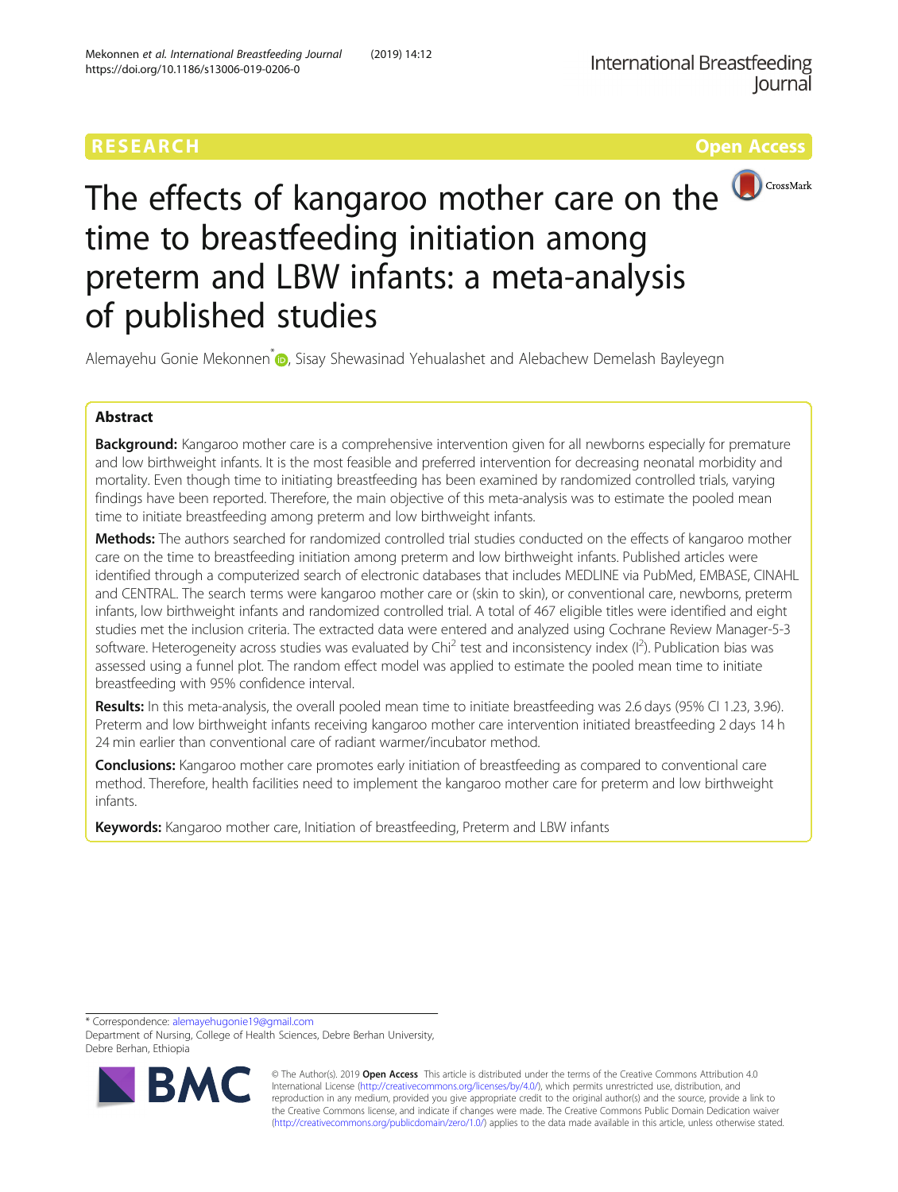RESEARCH

Open Access

# The effects of kangaroo mother care on the time to breastfeeding initiation among preterm and LBW infants: a meta-analysis of published studies

Alemayehu Gonie Mekonnen*, Sisay Shewasinad Yehualashet and Alebachew Demelash Bayleyegn

## Abstract

**Background:** Kangaroo mother care is a comprehensive intervention given for all newborns especially for premature and low birthweight infants. It is the most feasible and preferred intervention for decreasing neonatal morbidity and mortality. Even though time to initiating breastfeeding has been examined by randomized controlled trials, varying findings have been reported. Therefore, the main objective of this meta-analysis was to estimate the pooled mean time to initiate breastfeeding among preterm and low birthweight infants.

**Methods:** The authors searched for randomized controlled trial studies conducted on the effects of kangaroo mother care on the time to breastfeeding initiation among preterm and low birthweight infants. Published articles were identified through a computerized search of electronic databases that includes MEDLINE via PubMed, EMBASE, CINAHL and CENTRAL. The search terms were kangaroo mother care or (skin to skin), or conventional care, newborns, preterm infants, low birthweight infants and randomized controlled trial. A total of 467 eligible titles were identified and eight studies met the inclusion criteria. The extracted data were entered and analyzed using Cochrane Review Manager-5-3 software. Heterogeneity across studies was evaluated by $Chi^2$ test and inconsistency index ($I^2$). Publication bias was assessed using a funnel plot. The random effect model was applied to estimate the pooled mean time to initiate breastfeeding with 95% confidence interval.

**Results:** In this meta-analysis, the overall pooled mean time to initiate breastfeeding was 2.6 days (95% CI 1.23, 3.96). Preterm and low birthweight infants receiving kangaroo mother care intervention initiated breastfeeding 2 days 14 h 24 min earlier than conventional care of radiant warmer/incubator method.

**Conclusions:** Kangaroo mother care promotes early initiation of breastfeeding as compared to conventional care method. Therefore, health facilities need to implement the kangaroo mother care for preterm and low birthweight infants.

**Keywords:** Kangaroo mother care, Initiation of breastfeeding, Preterm and LBW infants

* Correspondence: alemayehugonie19@gmail.com
Department of Nursing, College of Health Sciences, Debre Berhan University, Debre Berhan, Ethiopia

© The Author(s). 2019 **Open Access** This article is distributed under the terms of the Creative Commons Attribution 4.0 International License (http://creativecommons.org/licenses/by/4.0/), which permits unrestricted use, distribution, and reproduction in any medium, provided you give appropriate credit to the original author(s) and the source, provide a link to the Creative Commons license, and indicate if changes were made. The Creative Commons Public Domain Dedication waiver (http://creativecommons.org/publicdomain/zero/1.0/) applies to the data made available in this article, unless otherwise stated.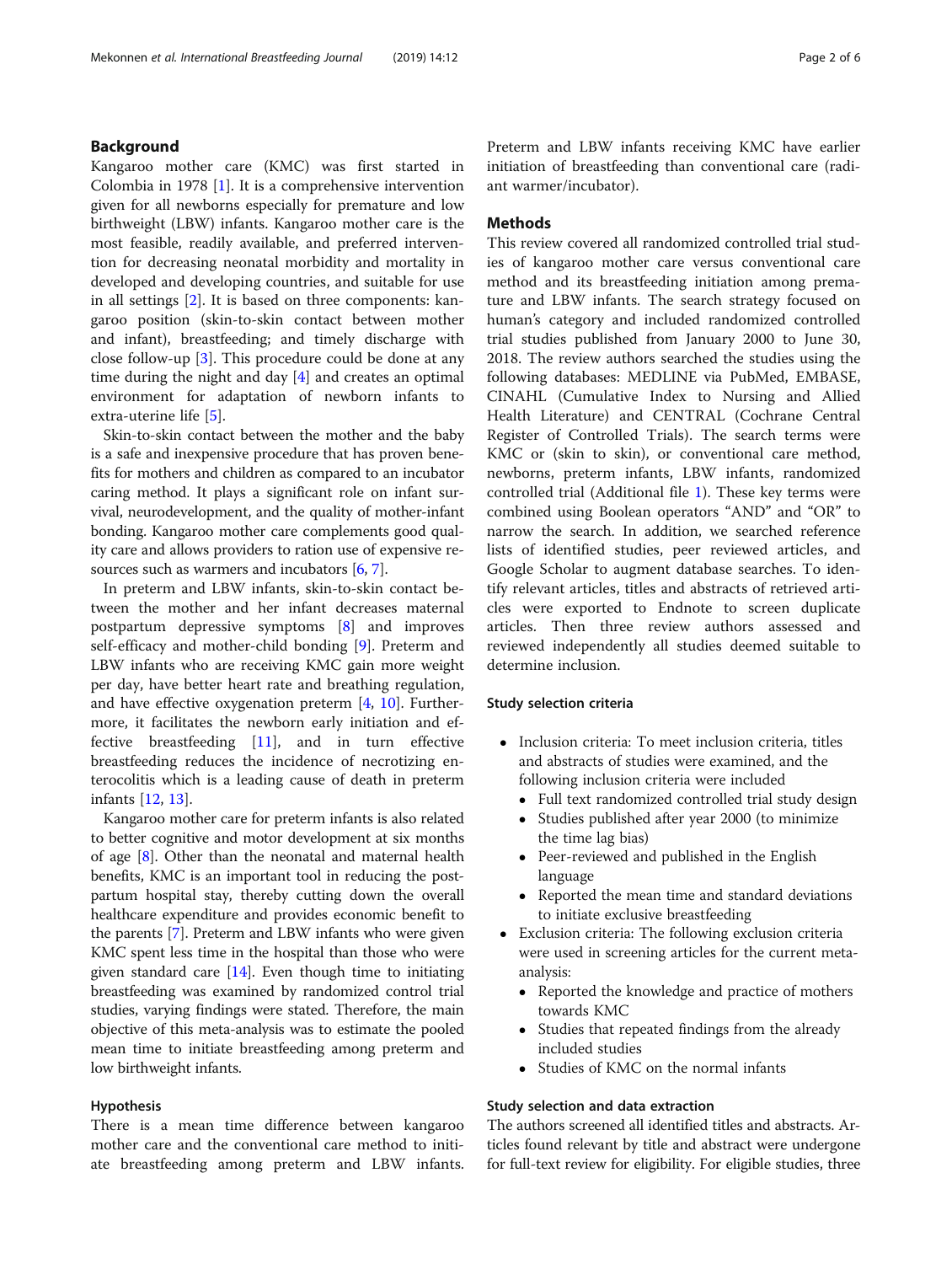## Background

Kangaroo mother care (KMC) was first started in Colombia in 1978 [1]. It is a comprehensive intervention given for all newborns especially for premature and low birthweight (LBW) infants. Kangaroo mother care is the most feasible, readily available, and preferred intervention for decreasing neonatal morbidity and mortality in developed and developing countries, and suitable for use in all settings [2]. It is based on three components: kangaroo position (skin-to-skin contact between mother and infant), breastfeeding; and timely discharge with close follow-up [3]. This procedure could be done at any time during the night and day [4] and creates an optimal environment for adaptation of newborn infants to extra-uterine life [5].

Skin-to-skin contact between the mother and the baby is a safe and inexpensive procedure that has proven benefits for mothers and children as compared to an incubator caring method. It plays a significant role on infant survival, neurodevelopment, and the quality of mother-infant bonding. Kangaroo mother care complements good quality care and allows providers to ration use of expensive resources such as warmers and incubators [6, 7].

In preterm and LBW infants, skin-to-skin contact between the mother and her infant decreases maternal postpartum depressive symptoms [8] and improves self-efficacy and mother-child bonding [9]. Preterm and LBW infants who are receiving KMC gain more weight per day, have better heart rate and breathing regulation, and have effective oxygenation preterm [4, 10]. Furthermore, it facilitates the newborn early initiation and effective breastfeeding [11], and in turn effective breastfeeding reduces the incidence of necrotizing enterocolitis which is a leading cause of death in preterm infants [12, 13].

Kangaroo mother care for preterm infants is also related to better cognitive and motor development at six months of age [8]. Other than the neonatal and maternal health benefits, KMC is an important tool in reducing the postpartum hospital stay, thereby cutting down the overall healthcare expenditure and provides economic benefit to the parents [7]. Preterm and LBW infants who were given KMC spent less time in the hospital than those who were given standard care [14]. Even though time to initiating breastfeeding was examined by randomized control trial studies, varying findings were stated. Therefore, the main objective of this meta-analysis was to estimate the pooled mean time to initiate breastfeeding among preterm and low birthweight infants.

### Hypothesis

There is a mean time difference between kangaroo mother care and the conventional care method to initiate breastfeeding among preterm and LBW infants. Preterm and LBW infants receiving KMC have earlier initiation of breastfeeding than conventional care (radiant warmer/incubator).

## Methods

This review covered all randomized controlled trial studies of kangaroo mother care versus conventional care method and its breastfeeding initiation among premature and LBW infants. The search strategy focused on human's category and included randomized controlled trial studies published from January 2000 to June 30, 2018. The review authors searched the studies using the following databases: MEDLINE via PubMed, EMBASE, CINAHL (Cumulative Index to Nursing and Allied Health Literature) and CENTRAL (Cochrane Central Register of Controlled Trials). The search terms were KMC or (skin to skin), or conventional care method, newborns, preterm infants, LBW infants, randomized controlled trial (Additional file 1). These key terms were combined using Boolean operators "AND" and "OR" to narrow the search. In addition, we searched reference lists of identified studies, peer reviewed articles, and Google Scholar to augment database searches. To identify relevant articles, titles and abstracts of retrieved articles were exported to Endnote to screen duplicate articles. Then three review authors assessed and reviewed independently all studies deemed suitable to determine inclusion.

### Study selection criteria

- Inclusion criteria: To meet inclusion criteria, titles and abstracts of studies were examined, and the following inclusion criteria were included
  - Full text randomized controlled trial study design
  - Studies published after year 2000 (to minimize the time lag bias)
  - Peer-reviewed and published in the English language
  - Reported the mean time and standard deviations to initiate exclusive breastfeeding
- Exclusion criteria: The following exclusion criteria were used in screening articles for the current meta-analysis:
  - Reported the knowledge and practice of mothers towards KMC
  - Studies that repeated findings from the already included studies
  - Studies of KMC on the normal infants

### Study selection and data extraction

The authors screened all identified titles and abstracts. Articles found relevant by title and abstract were undergone for full-text review for eligibility. For eligible studies, three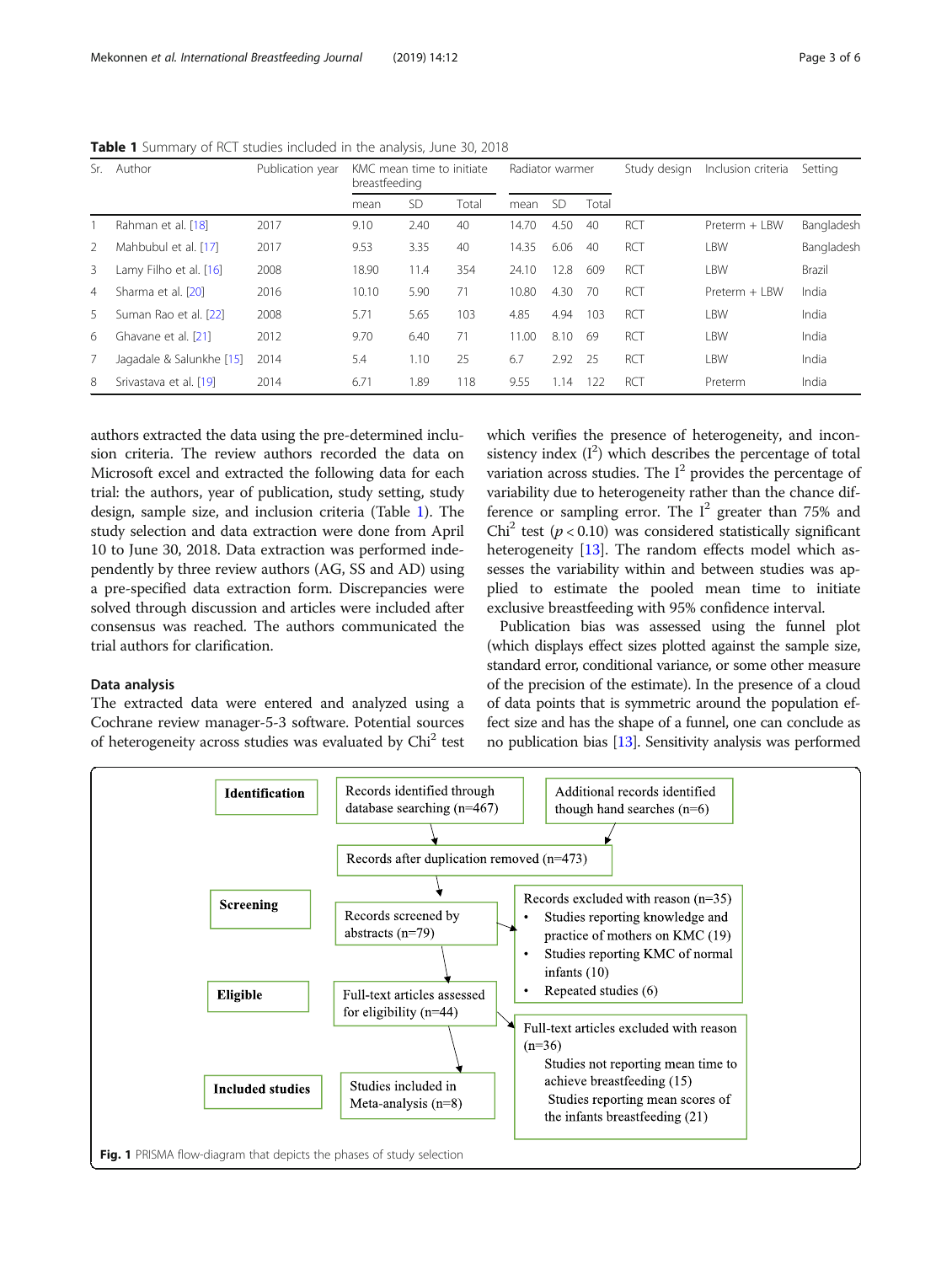**Table 1** Summary of RCT studies included in the analysis, June 30, 2018

| Sr. | Author | Publication year | KMC mean time to initiate breastfeeding | | | Radiator warmer | | | Study design | Inclusion criteria | Setting |
|---|---|---|---|---|---|---|---|---|---|---|---|
| | | | mean | SD | Total | mean | SD | Total | | | |
| 1 | Rahman et al. [18] | 2017 | 9.10 | 2.40 | 40 | 14.70 | 4.50 | 40 | RCT | Preterm + LBW | Bangladesh |
| 2 | Mahbubul et al. [17] | 2017 | 9.53 | 3.35 | 40 | 14.35 | 6.06 | 40 | RCT | LBW | Bangladesh |
| 3 | Lamy Filho et al. [16] | 2008 | 18.90 | 11.4 | 354 | 24.10 | 12.8 | 609 | RCT | LBW | Brazil |
| 4 | Sharma et al. [20] | 2016 | 10.10 | 5.90 | 71 | 10.80 | 4.30 | 70 | RCT | Preterm + LBW | India |
| 5 | Suman Rao et al. [22] | 2008 | 5.71 | 5.65 | 103 | 4.85 | 4.94 | 103 | RCT | LBW | India |
| 6 | Ghavane et al. [21] | 2012 | 9.70 | 6.40 | 71 | 11.00 | 8.10 | 69 | RCT | LBW | India |
| 7 | Jagadale & Salunkhe [15] | 2014 | 5.4 | 1.10 | 25 | 6.7 | 2.92 | 25 | RCT | LBW | India |
| 8 | Srivastava et al. [19] | 2014 | 6.71 | 1.89 | 118 | 9.55 | 1.14 | 122 | RCT | Preterm | India |

authors extracted the data using the pre-determined inclusion criteria. The review authors recorded the data on Microsoft excel and extracted the following data for each trial: the authors, year of publication, study setting, study design, sample size, and inclusion criteria (Table 1). The study selection and data extraction were done from April 10 to June 30, 2018. Data extraction was performed independently by three review authors (AG, SS and AD) using a pre-specified data extraction form. Discrepancies were solved through discussion and articles were included after consensus was reached. The authors communicated the trial authors for clarification.

### Data analysis

The extracted data were entered and analyzed using a Cochrane review manager-5-3 software. Potential sources of heterogeneity across studies was evaluated by $Chi^2$ test which verifies the presence of heterogeneity, and inconsistency index ($I^2$) which describes the percentage of total variation across studies. The $I^2$ provides the percentage of variability due to heterogeneity rather than the chance difference or sampling error. The $I^2$ greater than 75% and $Chi^2$ test ($p < 0.10$) was considered statistically significant heterogeneity [13]. The random effects model which assesses the variability within and between studies was applied to estimate the pooled mean time to initiate exclusive breastfeeding with 95% confidence interval.

Publication bias was assessed using the funnel plot (which displays effect sizes plotted against the sample size, standard error, conditional variance, or some other measure of the precision of the estimate). In the presence of a cloud of data points that is symmetric around the population effect size and has the shape of a funnel, one can conclude as no publication bias [13]. Sensitivity analysis was performed

**Identification**
- Records identified through database searching (n=467)
- Additional records identified though hand searches (n=6)
- Records after duplication removed (n=473)

**Screening**
- Records screened by abstracts (n=79)
- Records excluded with reason (n=35)
  - Studies reporting knowledge and practice of mothers on KMC (19)
  - Studies reporting KMC of normal infants (10)
  - Repeated studies (6)

**Eligible**
- Full-text articles assessed for eligibility (n=44)
- Full-text articles excluded with reason (n=36)
  - Studies not reporting mean time to achieve breastfeeding (15)
  - Studies reporting mean scores of the infants breastfeeding (21)

**Included studies**
- Studies included in Meta-analysis (n=8)

**Fig. 1** PRISMA flow-diagram that depicts the phases of study selection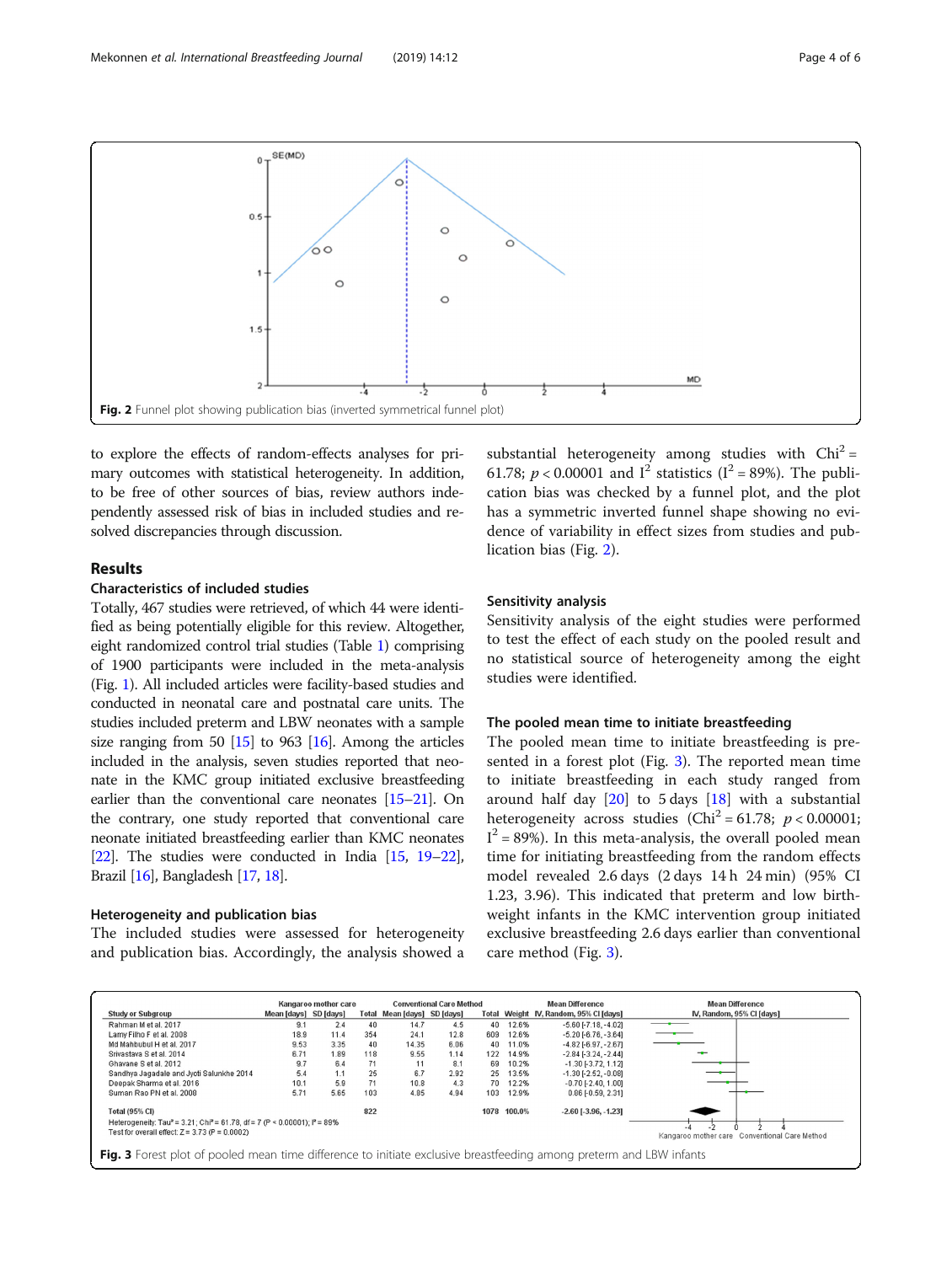Fig. 2 Funnel plot showing publication bias (inverted symmetrical funnel plot)

to explore the effects of random-effects analyses for primary outcomes with statistical heterogeneity. In addition, to be free of other sources of bias, review authors independently assessed risk of bias in included studies and resolved discrepancies through discussion.

## Results

### Characteristics of included studies

Totally, 467 studies were retrieved, of which 44 were identified as being potentially eligible for this review. Altogether, eight randomized control trial studies (Table 1) comprising of 1900 participants were included in the meta-analysis (Fig. 1). All included articles were facility-based studies and conducted in neonatal care and postnatal care units. The studies included preterm and LBW neonates with a sample size ranging from 50 [15] to 963 [16]. Among the articles included in the analysis, seven studies reported that neonate in the KMC group initiated exclusive breastfeeding earlier than the conventional care neonates [15–21]. On the contrary, one study reported that conventional care neonate initiated breastfeeding earlier than KMC neonates [22]. The studies were conducted in India [15, 19–22], Brazil [16], Bangladesh [17, 18].

### Heterogeneity and publication bias

The included studies were assessed for heterogeneity and publication bias. Accordingly, the analysis showed a substantial heterogeneity among studies with $Chi^2 = 61.78$; $p < 0.00001$ and $I^2$ statistics ($I^2 = 89\%$). The publication bias was checked by a funnel plot, and the plot has a symmetric inverted funnel shape showing no evidence of variability in effect sizes from studies and publication bias (Fig. 2).

### Sensitivity analysis

Sensitivity analysis of the eight studies were performed to test the effect of each study on the pooled result and no statistical source of heterogeneity among the eight studies were identified.

### The pooled mean time to initiate breastfeeding

The pooled mean time to initiate breastfeeding is presented in a forest plot (Fig. 3). The reported mean time to initiate breastfeeding in each study ranged from around half day [20] to 5 days [18] with a substantial heterogeneity across studies ($Chi^2 = 61.78$; $p < 0.00001$; $I^2 = 89\%$). In this meta-analysis, the overall pooled mean time for initiating breastfeeding from the random effects model revealed 2.6 days (2 days 14 h 24 min) (95% CI 1.23, 3.96). This indicated that preterm and low birth-weight infants in the KMC intervention group initiated exclusive breastfeeding 2.6 days earlier than conventional care method (Fig. 3).

| Study or Subgroup | Kangaroo mother care Mean [days] | SD [days] | Total | Conventional Care Method Mean [days] | SD [days] | Total | Weight | Mean Difference IV, Random, 95% CI [days] |
|---|---|---|---|---|---|---|---|---|
| Rahman M et al. 2017 | 9.1 | 2.4 | 40 | 14.7 | 4.5 | 40 | 12.6% | -5.60 [-7.18, -4.02] |
| Lamy Filho F et al. 2008 | 18.9 | 11.4 | 354 | 24.1 | 12.8 | 609 | 12.6% | -5.20 [-6.76, -3.64] |
| Md Mahbubul H et al. 2017 | 9.53 | 3.35 | 40 | 14.35 | 6.06 | 40 | 11.0% | -4.82 [-6.97, -2.67] |
| Srivastava S et al. 2014 | 6.71 | 1.89 | 118 | 9.55 | 1.14 | 122 | 14.9% | -2.84 [-3.24, -2.44] |
| Ghavane S et al. 2012 | 9.7 | 6.4 | 71 | 11 | 8.1 | 69 | 10.2% | -1.30 [-3.72, 1.12] |
| Sandhya Jagadale and Jyoti Salunkhe 2014 | 5.4 | 1.1 | 25 | 6.7 | 2.92 | 25 | 13.5% | -1.30 [-2.52, -0.08] |
| Deepak Sharma et al. 2016 | 10.1 | 5.9 | 71 | 10.8 | 4.3 | 70 | 12.2% | -0.70 [-2.40, 1.00] |
| Suman Rao PN et al. 2008 | 5.71 | 5.65 | 103 | 4.85 | 4.94 | 103 | 12.9% | 0.86 [-0.59, 2.31] |
| **Total (95% CI)** | | | 822 | | | 1078 | 100.0% | -2.60 [-3.96, -1.23] |

Heterogeneity: $Tau^2 = 3.21$; $Chi^2 = 61.78$, df = 7 ($P < 0.00001$); $I^2 = 89\%$
Test for overall effect: Z = 3.73 (P = 0.0002)

Fig. 3 Forest plot of pooled mean time difference to initiate exclusive breastfeeding among preterm and LBW infants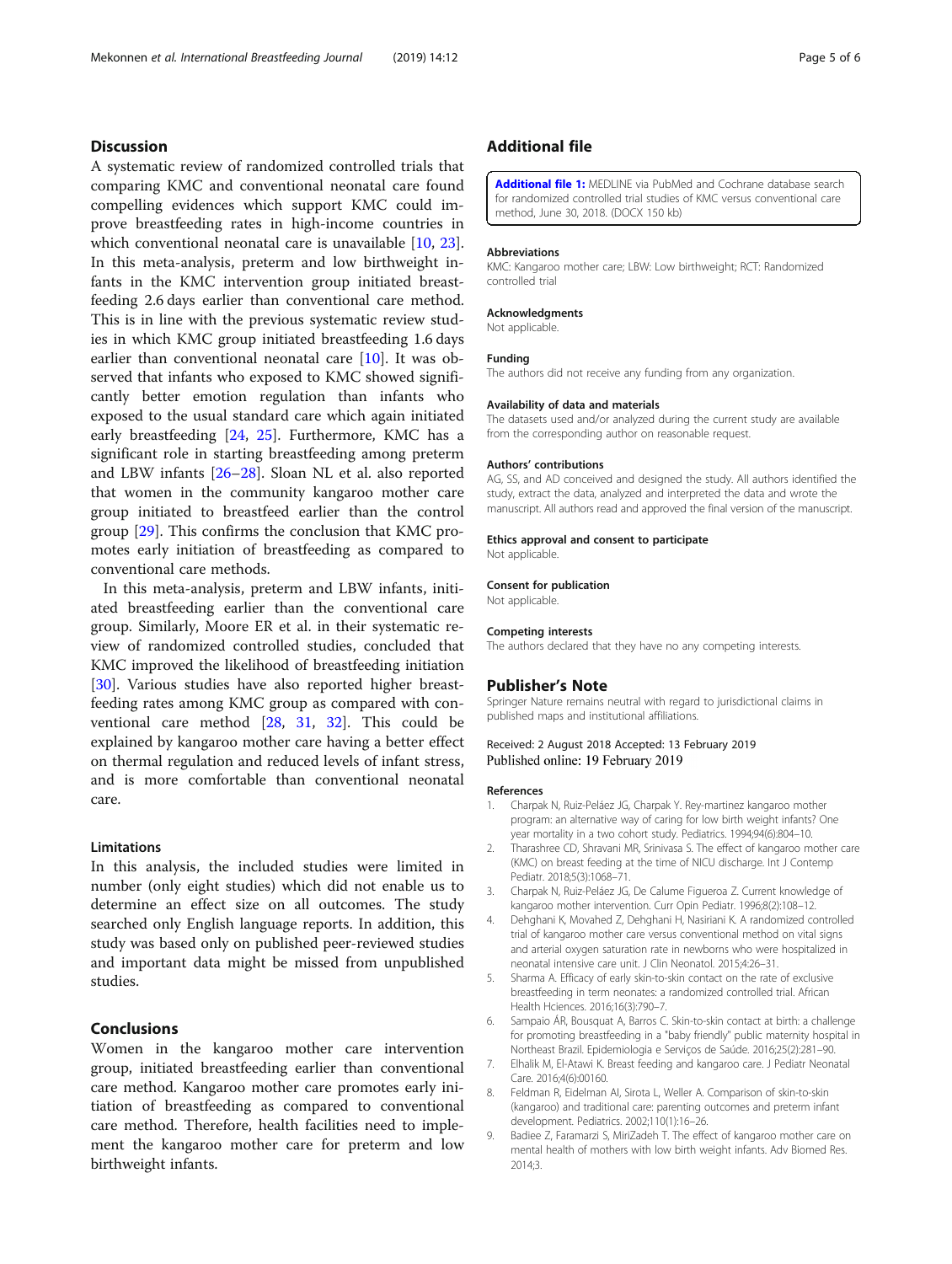## Discussion

A systematic review of randomized controlled trials that comparing KMC and conventional neonatal care found compelling evidences which support KMC could improve breastfeeding rates in high-income countries in which conventional neonatal care is unavailable [10, 23]. In this meta-analysis, preterm and low birthweight infants in the KMC intervention group initiated breastfeeding 2.6 days earlier than conventional care method. This is in line with the previous systematic review studies in which KMC group initiated breastfeeding 1.6 days earlier than conventional neonatal care [10]. It was observed that infants who exposed to KMC showed significantly better emotion regulation than infants who exposed to the usual standard care which again initiated early breastfeeding [24, 25]. Furthermore, KMC has a significant role in starting breastfeeding among preterm and LBW infants [26–28]. Sloan NL et al. also reported that women in the community kangaroo mother care group initiated to breastfeed earlier than the control group [29]. This confirms the conclusion that KMC promotes early initiation of breastfeeding as compared to conventional care methods.

In this meta-analysis, preterm and LBW infants, initiated breastfeeding earlier than the conventional care group. Similarly, Moore ER et al. in their systematic review of randomized controlled studies, concluded that KMC improved the likelihood of breastfeeding initiation [30]. Various studies have also reported higher breastfeeding rates among KMC group as compared with conventional care method [28, 31, 32]. This could be explained by kangaroo mother care having a better effect on thermal regulation and reduced levels of infant stress, and is more comfortable than conventional neonatal care.

### Limitations

In this analysis, the included studies were limited in number (only eight studies) which did not enable us to determine an effect size on all outcomes. The study searched only English language reports. In addition, this study was based only on published peer-reviewed studies and important data might be missed from unpublished studies.

## Conclusions

Women in the kangaroo mother care intervention group, initiated breastfeeding earlier than conventional care method. Kangaroo mother care promotes early initiation of breastfeeding as compared to conventional care method. Therefore, health facilities need to implement the kangaroo mother care for preterm and low birthweight infants.

## Additional file

**Additional file 1:** MEDLINE via PubMed and Cochrane database search for randomized controlled trial studies of KMC versus conventional care method, June 30, 2018. (DOCX 150 kb)

#### Abbreviations

KMC: Kangaroo mother care; LBW: Low birthweight; RCT: Randomized controlled trial

#### Acknowledgments

Not applicable.

#### Funding

The authors did not receive any funding from any organization.

#### Availability of data and materials

The datasets used and/or analyzed during the current study are available from the corresponding author on reasonable request.

#### Authors' contributions

AG, SS, and AD conceived and designed the study. All authors identified the study, extract the data, analyzed and interpreted the data and wrote the manuscript. All authors read and approved the final version of the manuscript.

#### Ethics approval and consent to participate

Not applicable.

#### Consent for publication

Not applicable.

#### Competing interests

The authors declared that they have no any competing interests.

## Publisher's Note

Springer Nature remains neutral with regard to jurisdictional claims in published maps and institutional affiliations.

Received: 2 August 2018 Accepted: 13 February 2019
Published online: 19 February 2019

#### References

1. Charpak N, Ruiz-Peláez JG, Charpak Y. Rey-martinez kangaroo mother program: an alternative way of caring for low birth weight infants? One year mortality in a two cohort study. Pediatrics. 1994;94(6):804–10.
2. Tharashree CD, Shravani MR, Srinivasa S. The effect of kangaroo mother care (KMC) on breast feeding at the time of NICU discharge. Int J Contemp Pediatr. 2018;5(3):1068–71.
3. Charpak N, Ruiz-Peláez JG, De Calume Figueroa Z. Current knowledge of kangaroo mother intervention. Curr Opin Pediatr. 1996;8(2):108–12.
4. Dehghani K, Movahed Z, Dehghani H, Nasiriani K. A randomized controlled trial of kangaroo mother care versus conventional method on vital signs and arterial oxygen saturation rate in newborns who were hospitalized in neonatal intensive care unit. J Clin Neonatol. 2015;4:26–31.
5. Sharma A. Efficacy of early skin-to-skin contact on the rate of exclusive breastfeeding in term neonates: a randomized controlled trial. African Health Hciences. 2016;16(3):790–7.
6. Sampaio ÁR, Bousquat A, Barros C. Skin-to-skin contact at birth: a challenge for promoting breastfeeding in a "baby friendly" public maternity hospital in Northeast Brazil. Epidemiologia e Serviços de Saúde. 2016;25(2):281–90.
7. Elhalik M, El-Atawi K. Breast feeding and kangaroo care. J Pediatr Neonatal Care. 2016;4(6):00160.
8. Feldman R, Eidelman AI, Sirota L, Weller A. Comparison of skin-to-skin (kangaroo) and traditional care: parenting outcomes and preterm infant development. Pediatrics. 2002;110(1):16–26.
9. Badiee Z, Faramarzi S, MiriZadeh T. The effect of kangaroo mother care on mental health of mothers with low birth weight infants. Adv Biomed Res. 2014;3.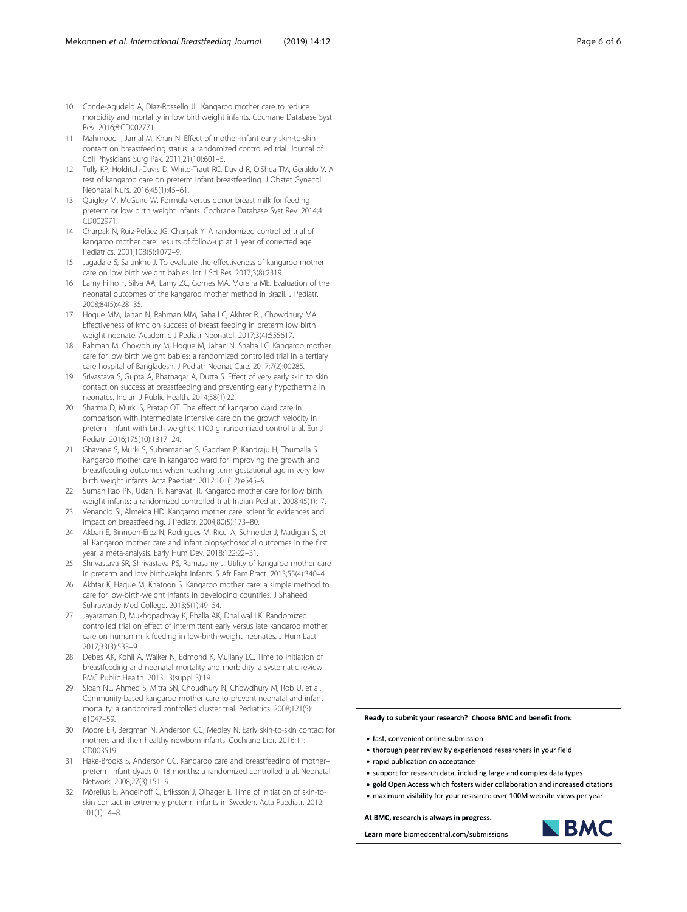10. Conde-Agudelo A, Diaz-Rossello JL. Kangaroo mother care to reduce morbidity and mortality in low birthweight infants. Cochrane Database Syst Rev. 2016;8:CD002771.
11. Mahmood I, Jamal M, Khan N. Effect of mother-infant early skin-to-skin contact on breastfeeding status: a randomized controlled trial. Journal of Coll Physicians Surg Pak. 2011;21(10):601–5.
12. Tully KP, Holditch-Davis D, White-Traut RC, David R, O'Shea TM, Geraldo V. A test of kangaroo care on preterm infant breastfeeding. J Obstet Gynecol Neonatal Nurs. 2016;45(1):45–61.
13. Quigley M, McGuire W. Formula versus donor breast milk for feeding preterm or low birth weight infants. Cochrane Database Syst Rev. 2014;4: CD002971.
14. Charpak N, Ruiz-Peláez JG, Charpak Y. A randomized controlled trial of kangaroo mother care: results of follow-up at 1 year of corrected age. Pediatrics. 2001;108(5):1072–9.
15. Jagadale S, Salunkhe J. To evaluate the effectiveness of kangaroo mother care on low birth weight babies. Int J Sci Res. 2017;3(8):2319.
16. Lamy Filho F, Silva AA, Lamy ZC, Gomes MA, Moreira ME. Evaluation of the neonatal outcomes of the kangaroo mother method in Brazil. J Pediatr. 2008;84(5):428–35.
17. Hoque MM, Jahan N, Rahman MM, Saha LC, Akhter RJ, Chowdhury MA. Effectiveness of kmc on success of breast feeding in preterm low birth weight neonate. Academic J Pediatr Neonatol. 2017;3(4):555617.
18. Rahman M, Chowdhury M, Hoque M, Jahan N, Shaha LC. Kangaroo mother care for low birth weight babies: a randomized controlled trial in a tertiary care hospital of Bangladesh. J Pediatr Neonat Care. 2017;7(2):00285.
19. Srivastava S, Gupta A, Bhatnagar A, Dutta S. Effect of very early skin to skin contact on success at breastfeeding and preventing early hypothermia in neonates. Indian J Public Health. 2014;58(1):22.
20. Sharma D, Murki S, Pratap OT. The effect of kangaroo ward care in comparison with intermediate intensive care on the growth velocity in preterm infant with birth weight< 1100 g: randomized control trial. Eur J Pediatr. 2016;175(10):1317–24.
21. Ghavane S, Murki S, Subramanian S, Gaddam P, Kandraju H, Thumalla S. Kangaroo mother care in kangaroo ward for improving the growth and breastfeeding outcomes when reaching term gestational age in very low birth weight infants. Acta Paediatr. 2012;101(12):e545–9.
22. Suman Rao PN, Udani R, Nanavati R. Kangaroo mother care for low birth weight infants: a randomized controlled trial. Indian Pediatr. 2008;45(1):17.
23. Venancio SI, Almeida HD. Kangaroo mother care: scientific evidences and impact on breastfeeding. J Pediatr. 2004;80(5):173–80.
24. Akbari E, Binnoon-Erez N, Rodrigues M, Ricci A, Schneider J, Madigan S, et al. Kangaroo mother care and infant biopsychosocial outcomes in the first year: a meta-analysis. Early Hum Dev. 2018;122:22–31.
25. Shrivastava SR, Shrivastava PS, Ramasamy J. Utility of kangaroo mother care in preterm and low birthweight infants. S Afr Fam Pract. 2013;55(4):340–4.
26. Akhtar K, Haque M, Khatoon S. Kangaroo mother care: a simple method to care for low-birth-weight infants in developing countries. J Shaheed Suhrawardy Med College. 2013;5(1):49–54.
27. Jayaraman D, Mukhopadhyay K, Bhalla AK, Dhaliwal LK. Randomized controlled trial on effect of intermittent early versus late kangaroo mother care on human milk feeding in low-birth-weight neonates. J Hum Lact. 2017;33(3):533–9.
28. Debes AK, Kohli A, Walker N, Edmond K, Mullany LC. Time to initiation of breastfeeding and neonatal mortality and morbidity: a systematic review. BMC Public Health. 2013;13(suppl 3):19.
29. Sloan NL, Ahmed S, Mitra SN, Choudhury N, Chowdhury M, Rob U, et al. Community-based kangaroo mother care to prevent neonatal and infant mortality: a randomized controlled cluster trial. Pediatrics. 2008;121(5): e1047–59.
30. Moore ER, Bergman N, Anderson GC, Medley N. Early skin-to-skin contact for mothers and their healthy newborn infants. Cochrane Libr. 2016;11: CD003519.
31. Hake-Brooks S, Anderson GC. Kangaroo care and breastfeeding of mother–preterm infant dyads 0–18 months: a randomized controlled trial. Neonatal Network. 2008;27(3):151–9.
32. Mörelius E, Angelhoff C, Eriksson J, Olhager E. Time of initiation of skin-to-skin contact in extremely preterm infants in Sweden. Acta Paediatr. 2012; 101(1):14–8.

**Ready to submit your research? Choose BMC and benefit from:**

- fast, convenient online submission
- thorough peer review by experienced researchers in your field
- rapid publication on acceptance
- support for research data, including large and complex data types
- gold Open Access which fosters wider collaboration and increased citations
- maximum visibility for your research: over 100M website views per year

**At BMC, research is always in progress.**

**Learn more** biomedcentral.com/submissions

BMC